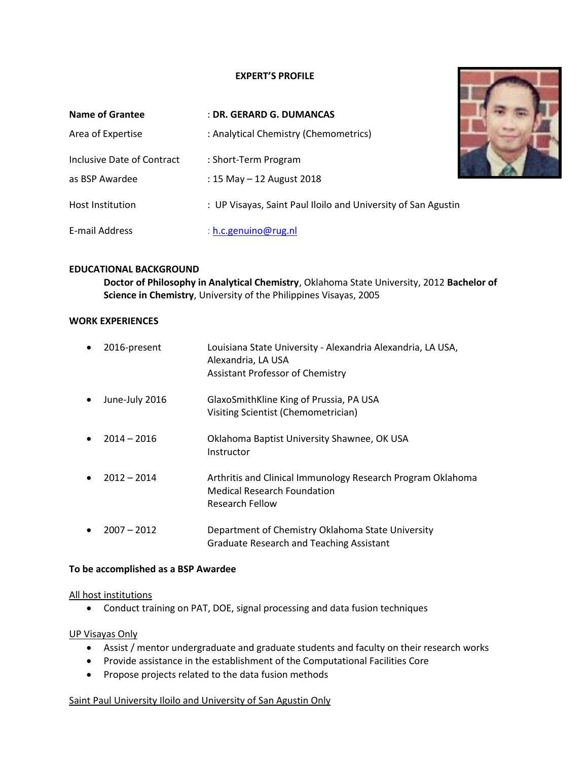**EXPERT'S PROFILE**

| | |
|---|---|
| **Name of Grantee** | : **DR. GERARD G. DUMANCAS** |
| Area of Expertise | : Analytical Chemistry (Chemometrics) |
| Inclusive Date of Contract | : Short-Term Program |
| as BSP Awardee | : 15 May – 12 August 2018 |
| Host Institution | : UP Visayas, Saint Paul Iloilo and University of San Agustin |
| E-mail Address | : h.c.genuino@rug.nl |

**EDUCATIONAL BACKGROUND**

**Doctor of Philosophy in Analytical Chemistry**, Oklahoma State University, 2012 **Bachelor of Science in Chemistry**, University of the Philippines Visayas, 2005

**WORK EXPERIENCES**

- 2016-present — Louisiana State University - Alexandria Alexandria, LA USA, Alexandria, LA USA
  Assistant Professor of Chemistry
- June-July 2016 — GlaxoSmithKline King of Prussia, PA USA
  Visiting Scientist (Chemometrician)
- 2014 – 2016 — Oklahoma Baptist University Shawnee, OK USA
  Instructor
- 2012 – 2014 — Arthritis and Clinical Immunology Research Program Oklahoma Medical Research Foundation
  Research Fellow
- 2007 – 2012 — Department of Chemistry Oklahoma State University
  Graduate Research and Teaching Assistant

**To be accomplished as a BSP Awardee**

All host institutions

- Conduct training on PAT, DOE, signal processing and data fusion techniques

UP Visayas Only

- Assist / mentor undergraduate and graduate students and faculty on their research works
- Provide assistance in the establishment of the Computational Facilities Core
- Propose projects related to the data fusion methods

Saint Paul University Iloilo and University of San Agustin Only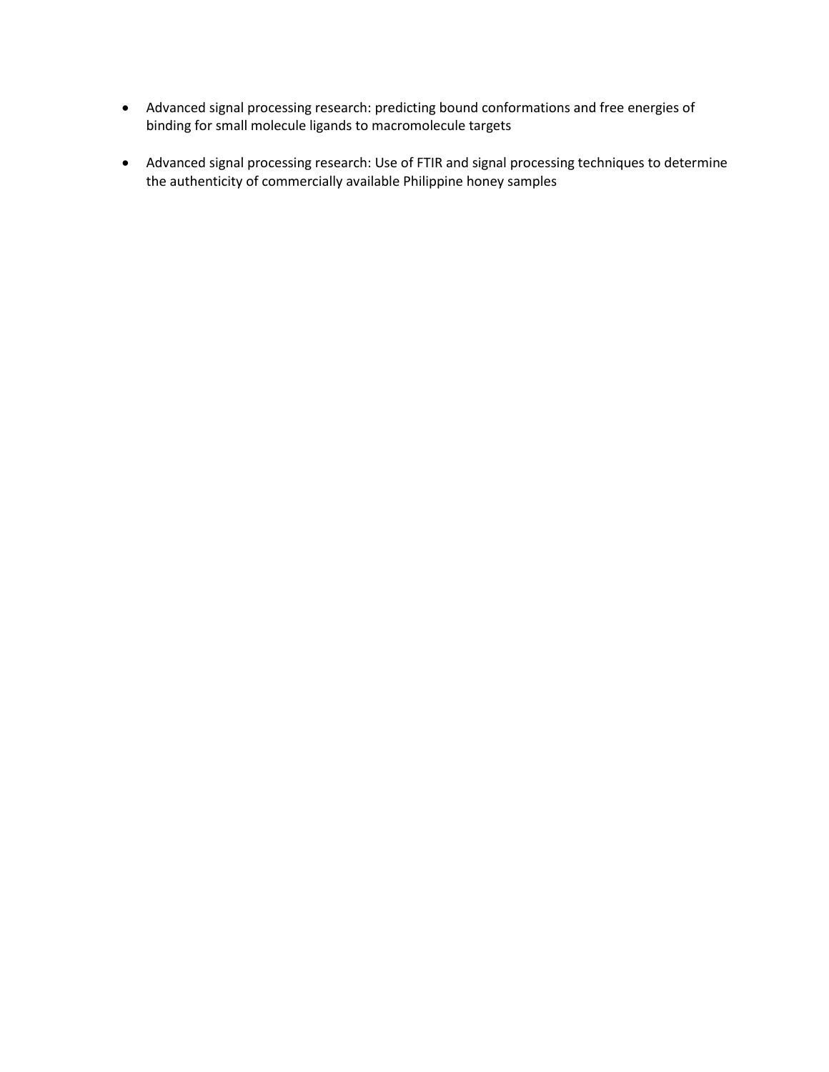- Advanced signal processing research: predicting bound conformations and free energies of binding for small molecule ligands to macromolecule targets

- Advanced signal processing research: Use of FTIR and signal processing techniques to determine the authenticity of commercially available Philippine honey samples